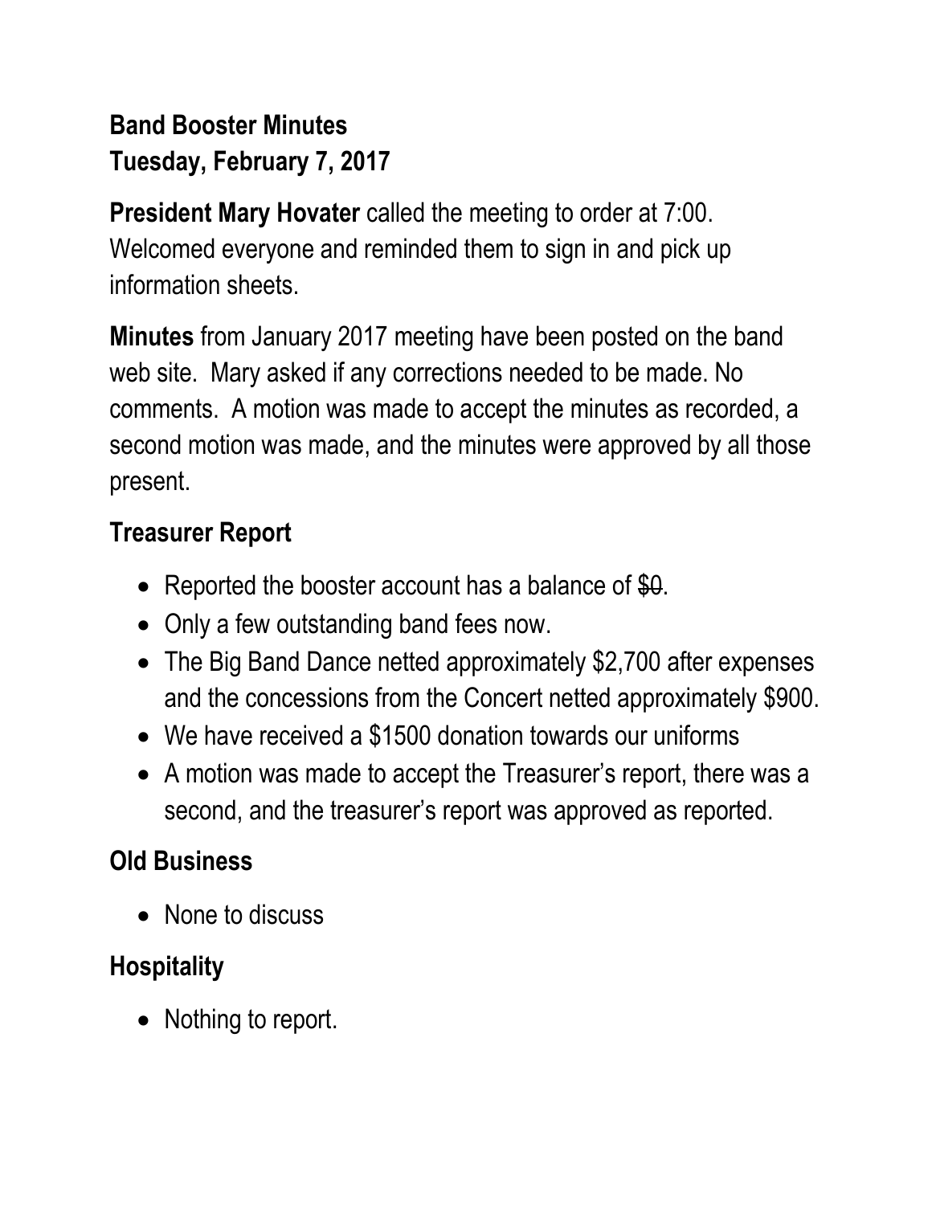**Band Booster Minutes**
**Tuesday, February 7, 2017**

**President Mary Hovater** called the meeting to order at 7:00. Welcomed everyone and reminded them to sign in and pick up information sheets.

**Minutes** from January 2017 meeting have been posted on the band web site. Mary asked if any corrections needed to be made. No comments. A motion was made to accept the minutes as recorded, a second motion was made, and the minutes were approved by all those present.

## Treasurer Report

- Reported the booster account has a balance of ~~$0~~.
- Only a few outstanding band fees now.
- The Big Band Dance netted approximately $2,700 after expenses and the concessions from the Concert netted approximately $900.
- We have received a $1500 donation towards our uniforms
- A motion was made to accept the Treasurer's report, there was a second, and the treasurer's report was approved as reported.

## Old Business

- None to discuss

## Hospitality

- Nothing to report.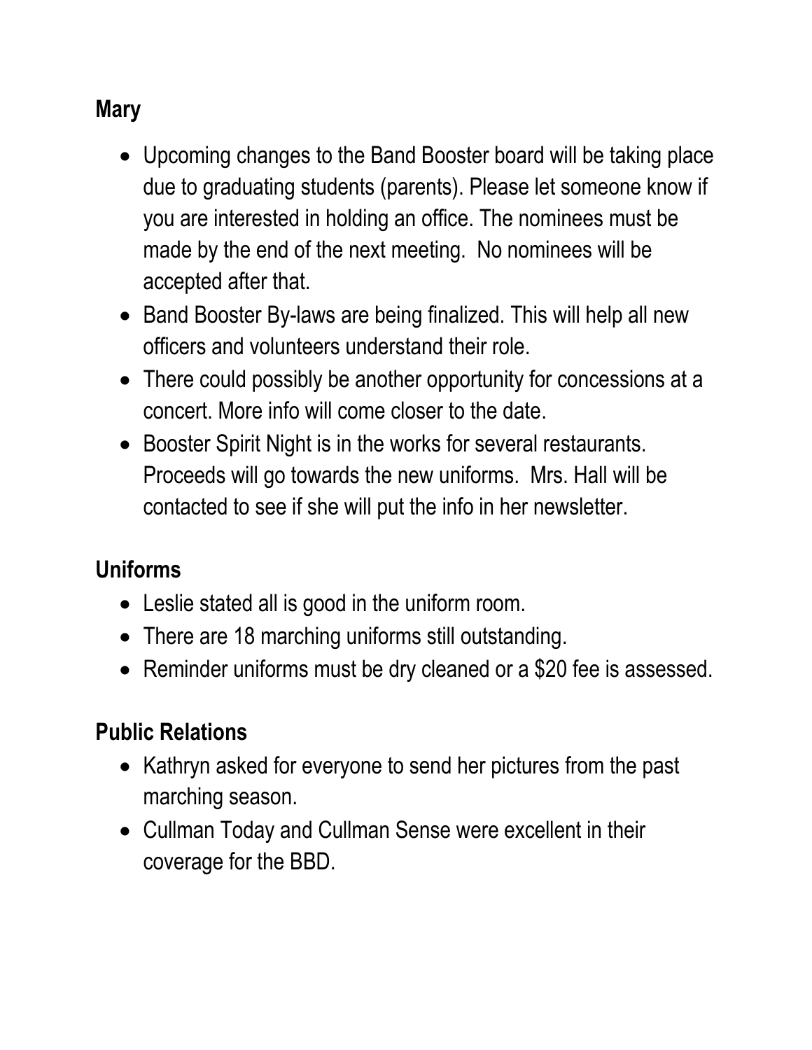## Mary

- Upcoming changes to the Band Booster board will be taking place due to graduating students (parents). Please let someone know if you are interested in holding an office. The nominees must be made by the end of the next meeting. No nominees will be accepted after that.
- Band Booster By-laws are being finalized. This will help all new officers and volunteers understand their role.
- There could possibly be another opportunity for concessions at a concert. More info will come closer to the date.
- Booster Spirit Night is in the works for several restaurants. Proceeds will go towards the new uniforms. Mrs. Hall will be contacted to see if she will put the info in her newsletter.

## Uniforms

- Leslie stated all is good in the uniform room.
- There are 18 marching uniforms still outstanding.
- Reminder uniforms must be dry cleaned or a $20 fee is assessed.

## Public Relations

- Kathryn asked for everyone to send her pictures from the past marching season.
- Cullman Today and Cullman Sense were excellent in their coverage for the BBD.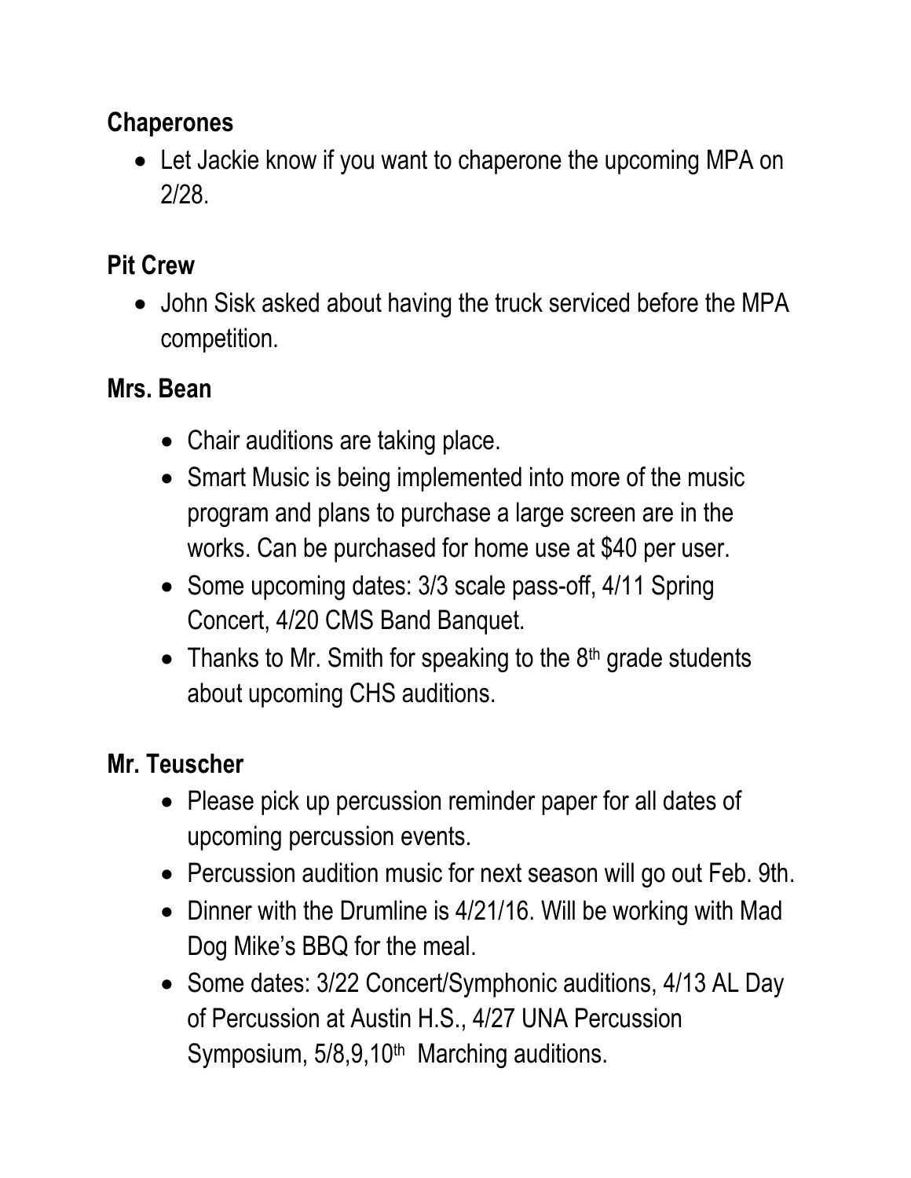**Chaperones**

- Let Jackie know if you want to chaperone the upcoming MPA on 2/28.

**Pit Crew**

- John Sisk asked about having the truck serviced before the MPA competition.

**Mrs. Bean**

- Chair auditions are taking place.
- Smart Music is being implemented into more of the music program and plans to purchase a large screen are in the works. Can be purchased for home use at $40 per user.
- Some upcoming dates: 3/3 scale pass-off, 4/11 Spring Concert, 4/20 CMS Band Banquet.
- Thanks to Mr. Smith for speaking to the 8th grade students about upcoming CHS auditions.

**Mr. Teuscher**

- Please pick up percussion reminder paper for all dates of upcoming percussion events.
- Percussion audition music for next season will go out Feb. 9th.
- Dinner with the Drumline is 4/21/16. Will be working with Mad Dog Mike's BBQ for the meal.
- Some dates: 3/22 Concert/Symphonic auditions, 4/13 AL Day of Percussion at Austin H.S., 4/27 UNA Percussion Symposium, 5/8,9,10th Marching auditions.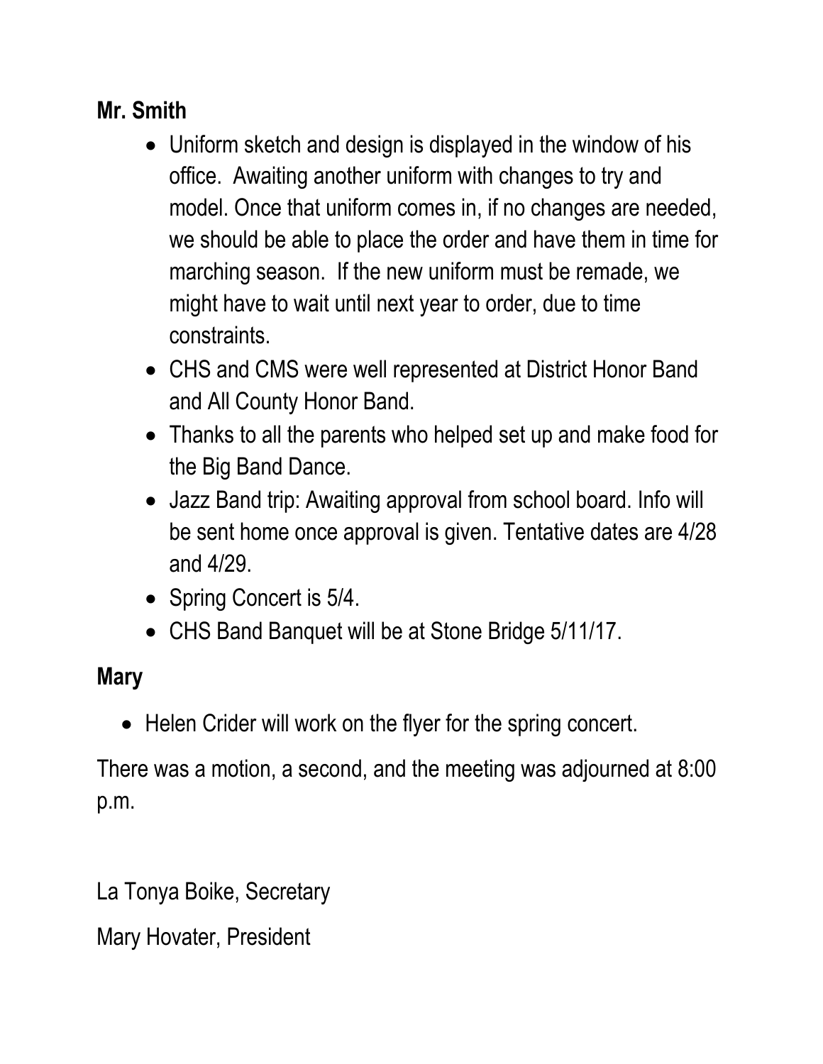**Mr. Smith**

- Uniform sketch and design is displayed in the window of his office. Awaiting another uniform with changes to try and model. Once that uniform comes in, if no changes are needed, we should be able to place the order and have them in time for marching season. If the new uniform must be remade, we might have to wait until next year to order, due to time constraints.
- CHS and CMS were well represented at District Honor Band and All County Honor Band.
- Thanks to all the parents who helped set up and make food for the Big Band Dance.
- Jazz Band trip: Awaiting approval from school board. Info will be sent home once approval is given. Tentative dates are 4/28 and 4/29.
- Spring Concert is 5/4.
- CHS Band Banquet will be at Stone Bridge 5/11/17.

**Mary**

- Helen Crider will work on the flyer for the spring concert.

There was a motion, a second, and the meeting was adjourned at 8:00 p.m.

La Tonya Boike, Secretary

Mary Hovater, President